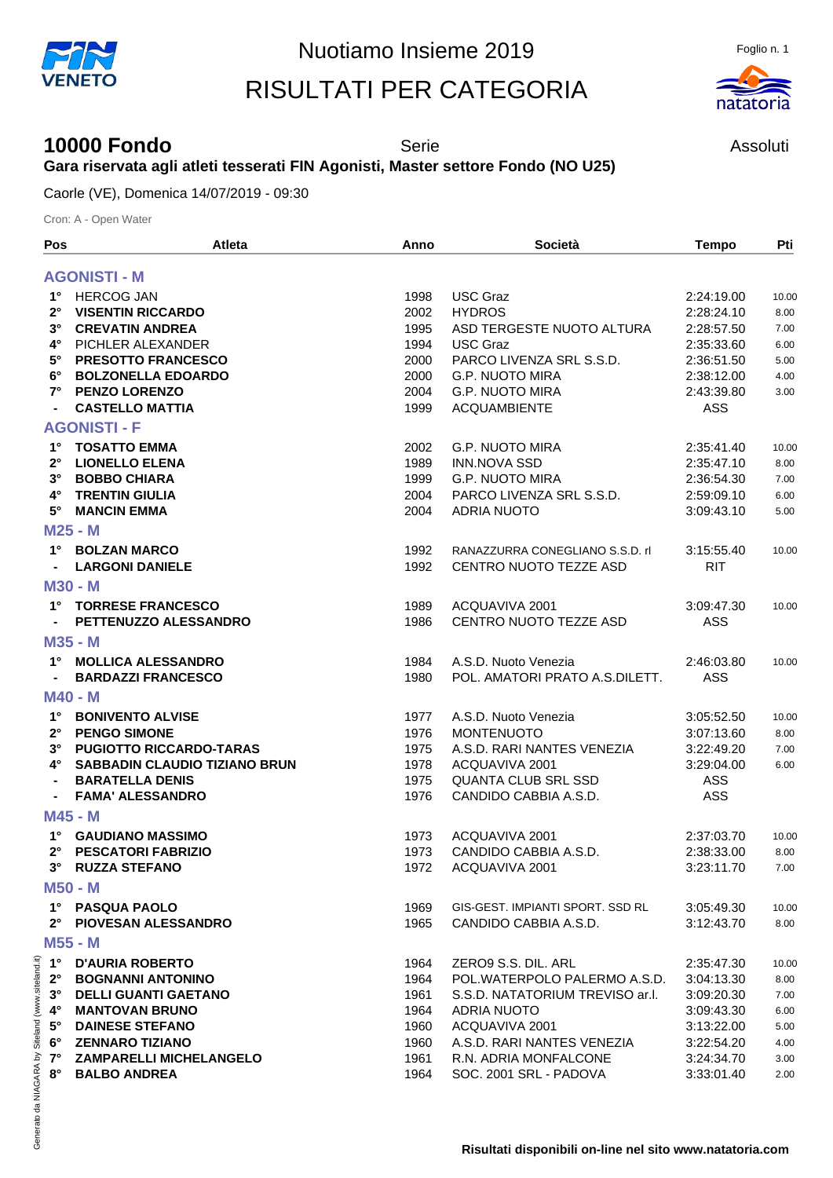# Nuotiamo Insieme 2019

# RISULTATI PER CATEGORIA

Foglio n. 1

## 10000 Fondo

Serie — Assoluti

**Gara riservata agli atleti tesserati FIN Agonisti, Master settore Fondo (NO U25)**

Caorle (VE), Domenica 14/07/2019 - 09:30

Cron: A - Open Water

| Pos | Atleta | Anno | Società | Tempo | Pti |
|---|---|---|---|---|---|
| **AGONISTI - M** | | | | | |
| 1° | HERCOG JAN | 1998 | USC Graz | 2:24:19.00 | 10.00 |
| 2° | **VISENTIN RICCARDO** | 2002 | HYDROS | 2:28:24.10 | 8.00 |
| 3° | **CREVATIN ANDREA** | 1995 | ASD TERGESTE NUOTO ALTURA | 2:28:57.50 | 7.00 |
| 4° | PICHLER ALEXANDER | 1994 | USC Graz | 2:35:33.60 | 6.00 |
| 5° | **PRESOTTO FRANCESCO** | 2000 | PARCO LIVENZA SRL S.S.D. | 2:36:51.50 | 5.00 |
| 6° | **BOLZONELLA EDOARDO** | 2000 | G.P. NUOTO MIRA | 2:38:12.00 | 4.00 |
| 7° | **PENZO LORENZO** | 2004 | G.P. NUOTO MIRA | 2:43:39.80 | 3.00 |
| - | **CASTELLO MATTIA** | 1999 | ACQUAMBIENTE | ASS | |
| **AGONISTI - F** | | | | | |
| 1° | **TOSATTO EMMA** | 2002 | G.P. NUOTO MIRA | 2:35:41.40 | 10.00 |
| 2° | **LIONELLO ELENA** | 1989 | INN.NOVA SSD | 2:35:47.10 | 8.00 |
| 3° | **BOBBO CHIARA** | 1999 | G.P. NUOTO MIRA | 2:36:54.30 | 7.00 |
| 4° | **TRENTIN GIULIA** | 2004 | PARCO LIVENZA SRL S.S.D. | 2:59:09.10 | 6.00 |
| 5° | **MANCIN EMMA** | 2004 | ADRIA NUOTO | 3:09:43.10 | 5.00 |
| **M25 - M** | | | | | |
| 1° | **BOLZAN MARCO** | 1992 | RANAZZURRA CONEGLIANO S.S.D. rl | 3:15:55.40 | 10.00 |
| - | **LARGONI DANIELE** | 1992 | CENTRO NUOTO TEZZE ASD | RIT | |
| **M30 - M** | | | | | |
| 1° | **TORRESE FRANCESCO** | 1989 | ACQUAVIVA 2001 | 3:09:47.30 | 10.00 |
| - | **PETTENUZZO ALESSANDRO** | 1986 | CENTRO NUOTO TEZZE ASD | ASS | |
| **M35 - M** | | | | | |
| 1° | **MOLLICA ALESSANDRO** | 1984 | A.S.D. Nuoto Venezia | 2:46:03.80 | 10.00 |
| - | **BARDAZZI FRANCESCO** | 1980 | POL. AMATORI PRATO A.S.DILETT. | ASS | |
| **M40 - M** | | | | | |
| 1° | **BONIVENTO ALVISE** | 1977 | A.S.D. Nuoto Venezia | 3:05:52.50 | 10.00 |
| 2° | **PENGO SIMONE** | 1976 | MONTENUOTO | 3:07:13.60 | 8.00 |
| 3° | **PUGIOTTO RICCARDO-TARAS** | 1975 | A.S.D. RARI NANTES VENEZIA | 3:22:49.20 | 7.00 |
| 4° | **SABBADIN CLAUDIO TIZIANO BRUN** | 1978 | ACQUAVIVA 2001 | 3:29:04.00 | 6.00 |
| - | **BARATELLA DENIS** | 1975 | QUANTA CLUB SRL SSD | ASS | |
| - | **FAMA' ALESSANDRO** | 1976 | CANDIDO CABBIA A.S.D. | ASS | |
| **M45 - M** | | | | | |
| 1° | **GAUDIANO MASSIMO** | 1973 | ACQUAVIVA 2001 | 2:37:03.70 | 10.00 |
| 2° | **PESCATORI FABRIZIO** | 1973 | CANDIDO CABBIA A.S.D. | 2:38:33.00 | 8.00 |
| 3° | **RUZZA STEFANO** | 1972 | ACQUAVIVA 2001 | 3:23:11.70 | 7.00 |
| **M50 - M** | | | | | |
| 1° | **PASQUA PAOLO** | 1969 | GIS-GEST. IMPIANTI SPORT. SSD RL | 3:05:49.30 | 10.00 |
| 2° | **PIOVESAN ALESSANDRO** | 1965 | CANDIDO CABBIA A.S.D. | 3:12:43.70 | 8.00 |
| **M55 - M** | | | | | |
| 1° | **D'AURIA ROBERTO** | 1964 | ZERO9 S.S. DIL. ARL | 2:35:47.30 | 10.00 |
| 2° | **BOGNANNI ANTONINO** | 1964 | POL.WATERPOLO PALERMO A.S.D. | 3:04:13.30 | 8.00 |
| 3° | **DELLI GUANTI GAETANO** | 1961 | S.S.D. NATATORIUM TREVISO ar.l. | 3:09:20.30 | 7.00 |
| 4° | **MANTOVAN BRUNO** | 1964 | ADRIA NUOTO | 3:09:43.30 | 6.00 |
| 5° | **DAINESE STEFANO** | 1960 | ACQUAVIVA 2001 | 3:13:22.00 | 5.00 |
| 6° | **ZENNARO TIZIANO** | 1960 | A.S.D. RARI NANTES VENEZIA | 3:22:54.20 | 4.00 |
| 7° | **ZAMPARELLI MICHELANGELO** | 1961 | R.N. ADRIA MONFALCONE | 3:24:34.70 | 3.00 |
| 8° | **BALBO ANDREA** | 1964 | SOC. 2001 SRL - PADOVA | 3:33:01.40 | 2.00 |

**Risultati disponibili on-line nel sito www.natatoria.com**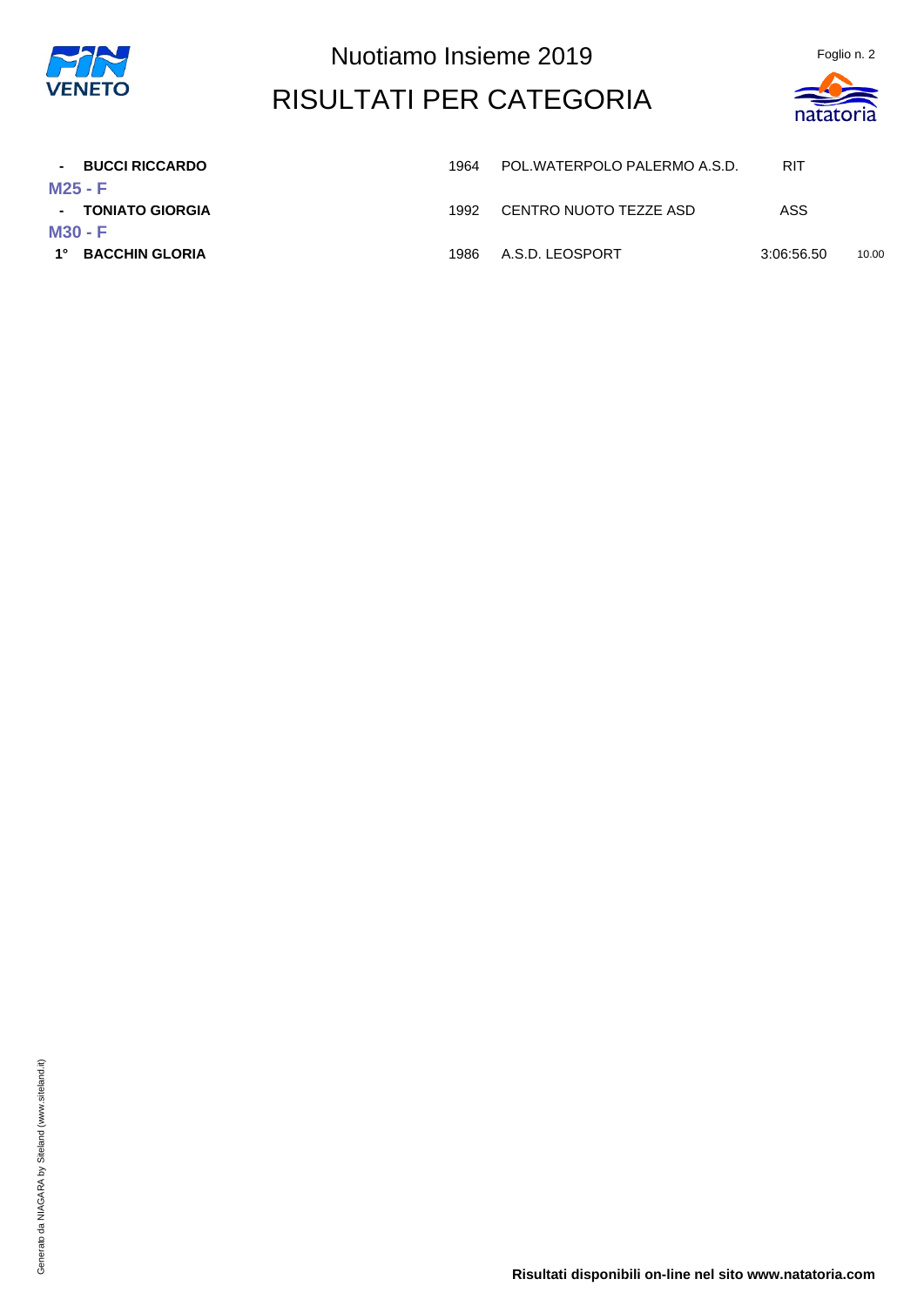# Nuotiamo Insieme 2019

## RISULTATI PER CATEGORIA

| | | | | | |
|---|---|---|---|---|---|
| - | **BUCCI RICCARDO** | 1964 | POL.WATERPOLO PALERMO A.S.D. | RIT | |

**M25 - F**

| | | | | | |
|---|---|---|---|---|---|
| - | **TONIATO GIORGIA** | 1992 | CENTRO NUOTO TEZZE ASD | ASS | |

**M30 - F**

| | | | | | |
|---|---|---|---|---|---|
| 1° | **BACCHIN GLORIA** | 1986 | A.S.D. LEOSPORT | 3:06:56.50 | 10.00 |

Generato da NIAGARA by Siteland (www.siteland.it)

**Risultati disponibili on-line nel sito www.natatoria.com**